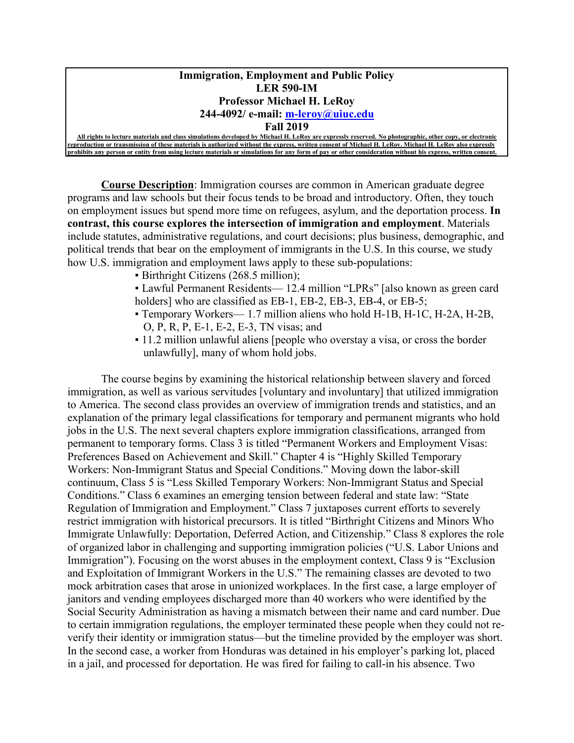**Immigration, Employment and Public Policy**
**LER 590-IM**
**Professor Michael H. LeRoy**
**244-4092/ e-mail: m-leroy@uiuc.edu**
**Fall 2019**

**All rights to lecture materials and class simulations developed by Michael H. LeRoy are expressly reserved. No photographic, other copy, or electronic reproduction or transmission of these materials is authorized without the express, written consent of Michael H. LeRoy. Michael H. LeRoy also expressly prohibits any person or entity from using lecture materials or simulations for any form of pay or other consideration without his express, written consent.**

**Course Description**: Immigration courses are common in American graduate degree programs and law schools but their focus tends to be broad and introductory. Often, they touch on employment issues but spend more time on refugees, asylum, and the deportation process. **In contrast, this course explores the intersection of immigration and employment**. Materials include statutes, administrative regulations, and court decisions; plus business, demographic, and political trends that bear on the employment of immigrants in the U.S. In this course, we study how U.S. immigration and employment laws apply to these sub-populations:

- Birthright Citizens (268.5 million);
- Lawful Permanent Residents— 12.4 million "LPRs" [also known as green card holders] who are classified as EB-1, EB-2, EB-3, EB-4, or EB-5;
- Temporary Workers— 1.7 million aliens who hold H-1B, H-1C, H-2A, H-2B, O, P, R, P, E-1, E-2, E-3, TN visas; and
- 11.2 million unlawful aliens [people who overstay a visa, or cross the border unlawfully], many of whom hold jobs.

The course begins by examining the historical relationship between slavery and forced immigration, as well as various servitudes [voluntary and involuntary] that utilized immigration to America. The second class provides an overview of immigration trends and statistics, and an explanation of the primary legal classifications for temporary and permanent migrants who hold jobs in the U.S. The next several chapters explore immigration classifications, arranged from permanent to temporary forms. Class 3 is titled "Permanent Workers and Employment Visas: Preferences Based on Achievement and Skill." Chapter 4 is "Highly Skilled Temporary Workers: Non-Immigrant Status and Special Conditions." Moving down the labor-skill continuum, Class 5 is "Less Skilled Temporary Workers: Non-Immigrant Status and Special Conditions." Class 6 examines an emerging tension between federal and state law: "State Regulation of Immigration and Employment." Class 7 juxtaposes current efforts to severely restrict immigration with historical precursors. It is titled "Birthright Citizens and Minors Who Immigrate Unlawfully: Deportation, Deferred Action, and Citizenship." Class 8 explores the role of organized labor in challenging and supporting immigration policies ("U.S. Labor Unions and Immigration"). Focusing on the worst abuses in the employment context, Class 9 is "Exclusion and Exploitation of Immigrant Workers in the U.S." The remaining classes are devoted to two mock arbitration cases that arose in unionized workplaces. In the first case, a large employer of janitors and vending employees discharged more than 40 workers who were identified by the Social Security Administration as having a mismatch between their name and card number. Due to certain immigration regulations, the employer terminated these people when they could not re-verify their identity or immigration status—but the timeline provided by the employer was short. In the second case, a worker from Honduras was detained in his employer's parking lot, placed in a jail, and processed for deportation. He was fired for failing to call-in his absence. Two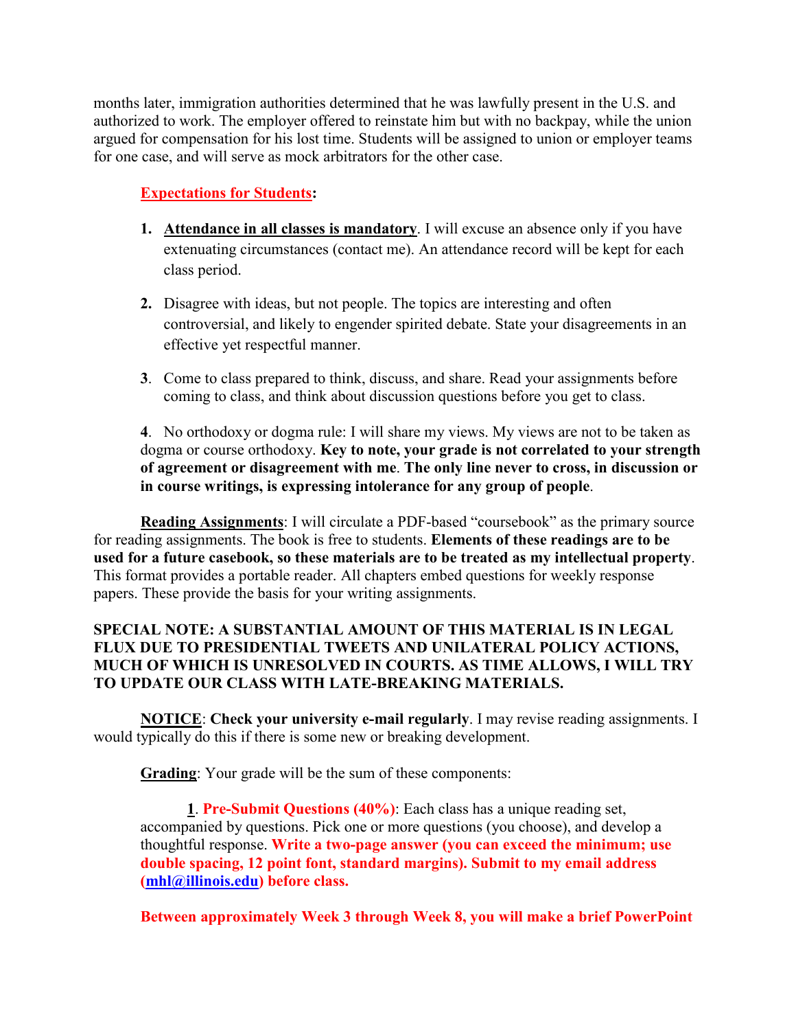months later, immigration authorities determined that he was lawfully present in the U.S. and authorized to work. The employer offered to reinstate him but with no backpay, while the union argued for compensation for his lost time. Students will be assigned to union or employer teams for one case, and will serve as mock arbitrators for the other case.

**Expectations for Students:**

1. **Attendance in all classes is mandatory**. I will excuse an absence only if you have extenuating circumstances (contact me). An attendance record will be kept for each class period.

2. Disagree with ideas, but not people. The topics are interesting and often controversial, and likely to engender spirited debate. State your disagreements in an effective yet respectful manner.

3. Come to class prepared to think, discuss, and share. Read your assignments before coming to class, and think about discussion questions before you get to class.

4. No orthodoxy or dogma rule: I will share my views. My views are not to be taken as dogma or course orthodoxy. **Key to note, your grade is not correlated to your strength of agreement or disagreement with me**. **The only line never to cross, in discussion or in course writings, is expressing intolerance for any group of people**.

**Reading Assignments**: I will circulate a PDF-based "coursebook" as the primary source for reading assignments. The book is free to students. **Elements of these readings are to be used for a future casebook, so these materials are to be treated as my intellectual property**. This format provides a portable reader. All chapters embed questions for weekly response papers. These provide the basis for your writing assignments.

**SPECIAL NOTE: A SUBSTANTIAL AMOUNT OF THIS MATERIAL IS IN LEGAL FLUX DUE TO PRESIDENTIAL TWEETS AND UNILATERAL POLICY ACTIONS, MUCH OF WHICH IS UNRESOLVED IN COURTS. AS TIME ALLOWS, I WILL TRY TO UPDATE OUR CLASS WITH LATE-BREAKING MATERIALS.**

**NOTICE**: **Check your university e-mail regularly**. I may revise reading assignments. I would typically do this if there is some new or breaking development.

**Grading**: Your grade will be the sum of these components:

**1**. **Pre-Submit Questions (40%)**: Each class has a unique reading set, accompanied by questions. Pick one or more questions (you choose), and develop a thoughtful response. **Write a two-page answer (you can exceed the minimum; use double spacing, 12 point font, standard margins). Submit to my email address (mhl@illinois.edu) before class.**

**Between approximately Week 3 through Week 8, you will make a brief PowerPoint**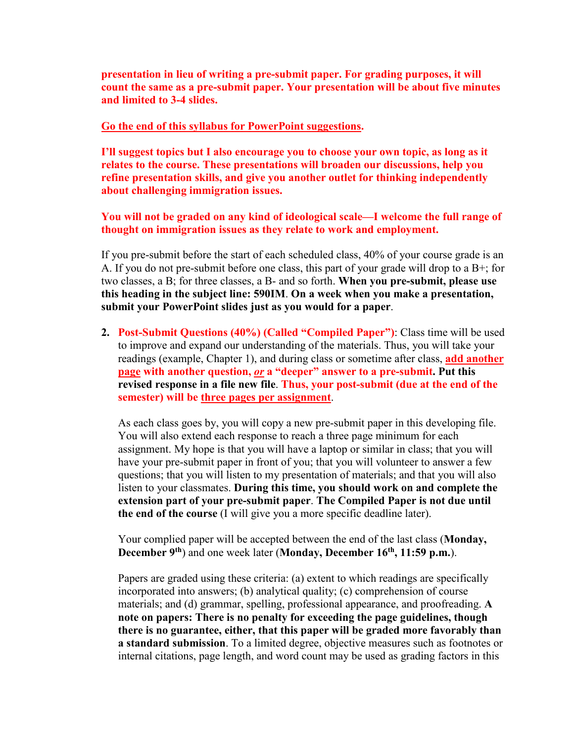**presentation in lieu of writing a pre-submit paper. For grading purposes, it will count the same as a pre-submit paper. Your presentation will be about five minutes and limited to 3-4 slides.**

**Go the end of this syllabus for PowerPoint suggestions.**

**I'll suggest topics but I also encourage you to choose your own topic, as long as it relates to the course. These presentations will broaden our discussions, help you refine presentation skills, and give you another outlet for thinking independently about challenging immigration issues.**

**You will not be graded on any kind of ideological scale—I welcome the full range of thought on immigration issues as they relate to work and employment.**

If you pre-submit before the start of each scheduled class, 40% of your course grade is an A. If you do not pre-submit before one class, this part of your grade will drop to a B+; for two classes, a B; for three classes, a B- and so forth. **When you pre-submit, please use this heading in the subject line: 590IM**. **On a week when you make a presentation, submit your PowerPoint slides just as you would for a paper**.

2. **Post-Submit Questions (40%) (Called "Compiled Paper")**: Class time will be used to improve and expand our understanding of the materials. Thus, you will take your readings (example, Chapter 1), and during class or sometime after class, **add another page with another question, *or* a "deeper" answer to a pre-submit. Put this revised response in a file new file**. **Thus, your post-submit (due at the end of the semester) will be three pages per assignment**.

   As each class goes by, you will copy a new pre-submit paper in this developing file. You will also extend each response to reach a three page minimum for each assignment. My hope is that you will have a laptop or similar in class; that you will have your pre-submit paper in front of you; that you will volunteer to answer a few questions; that you will listen to my presentation of materials; and that you will also listen to your classmates. **During this time, you should work on and complete the extension part of your pre-submit paper**. **The Compiled Paper is not due until the end of the course** (I will give you a more specific deadline later).

   Your complied paper will be accepted between the end of the last class (**Monday, December 9th**) and one week later (**Monday, December 16th, 11:59 p.m.**).

   Papers are graded using these criteria: (a) extent to which readings are specifically incorporated into answers; (b) analytical quality; (c) comprehension of course materials; and (d) grammar, spelling, professional appearance, and proofreading. **A note on papers: There is no penalty for exceeding the page guidelines, though there is no guarantee, either, that this paper will be graded more favorably than a standard submission**. To a limited degree, objective measures such as footnotes or internal citations, page length, and word count may be used as grading factors in this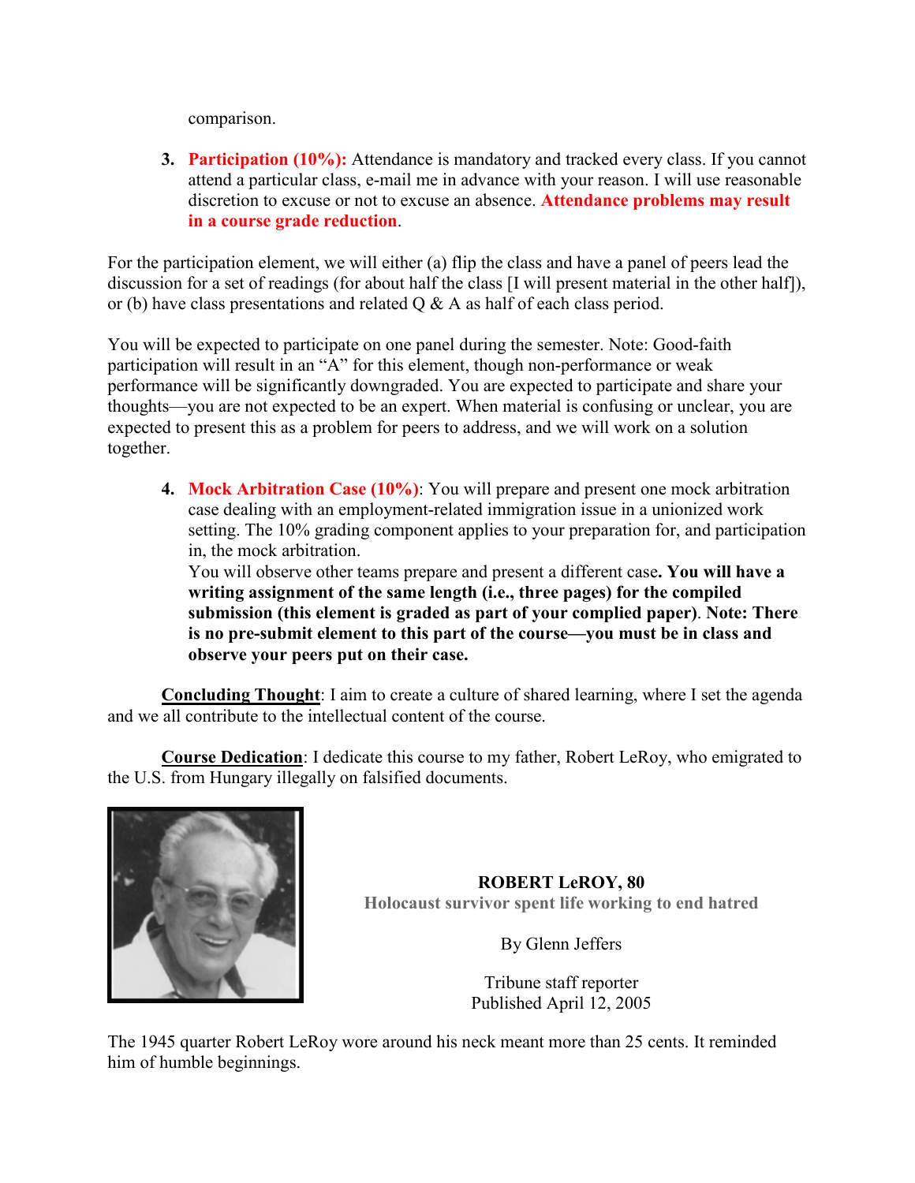comparison.

3. **Participation (10%):** Attendance is mandatory and tracked every class. If you cannot attend a particular class, e-mail me in advance with your reason. I will use reasonable discretion to excuse or not to excuse an absence. **Attendance problems may result in a course grade reduction**.

For the participation element, we will either (a) flip the class and have a panel of peers lead the discussion for a set of readings (for about half the class [I will present material in the other half]), or (b) have class presentations and related Q & A as half of each class period.

You will be expected to participate on one panel during the semester. Note: Good-faith participation will result in an "A" for this element, though non-performance or weak performance will be significantly downgraded. You are expected to participate and share your thoughts—you are not expected to be an expert. When material is confusing or unclear, you are expected to present this as a problem for peers to address, and we will work on a solution together.

4. **Mock Arbitration Case (10%)**: You will prepare and present one mock arbitration case dealing with an employment-related immigration issue in a unionized work setting. The 10% grading component applies to your preparation for, and participation in, the mock arbitration.
   You will observe other teams prepare and present a different case**. You will have a writing assignment of the same length (i.e., three pages) for the compiled submission (this element is graded as part of your complied paper)**. **Note: There is no pre-submit element to this part of the course—you must be in class and observe your peers put on their case.**

**<u>Concluding Thought</u>**: I aim to create a culture of shared learning, where I set the agenda and we all contribute to the intellectual content of the course.

**<u>Course Dedication</u>**: I dedicate this course to my father, Robert LeRoy, who emigrated to the U.S. from Hungary illegally on falsified documents.

**ROBERT LeROY, 80**

**Holocaust survivor spent life working to end hatred**

By Glenn Jeffers

Tribune staff reporter
Published April 12, 2005

The 1945 quarter Robert LeRoy wore around his neck meant more than 25 cents. It reminded him of humble beginnings.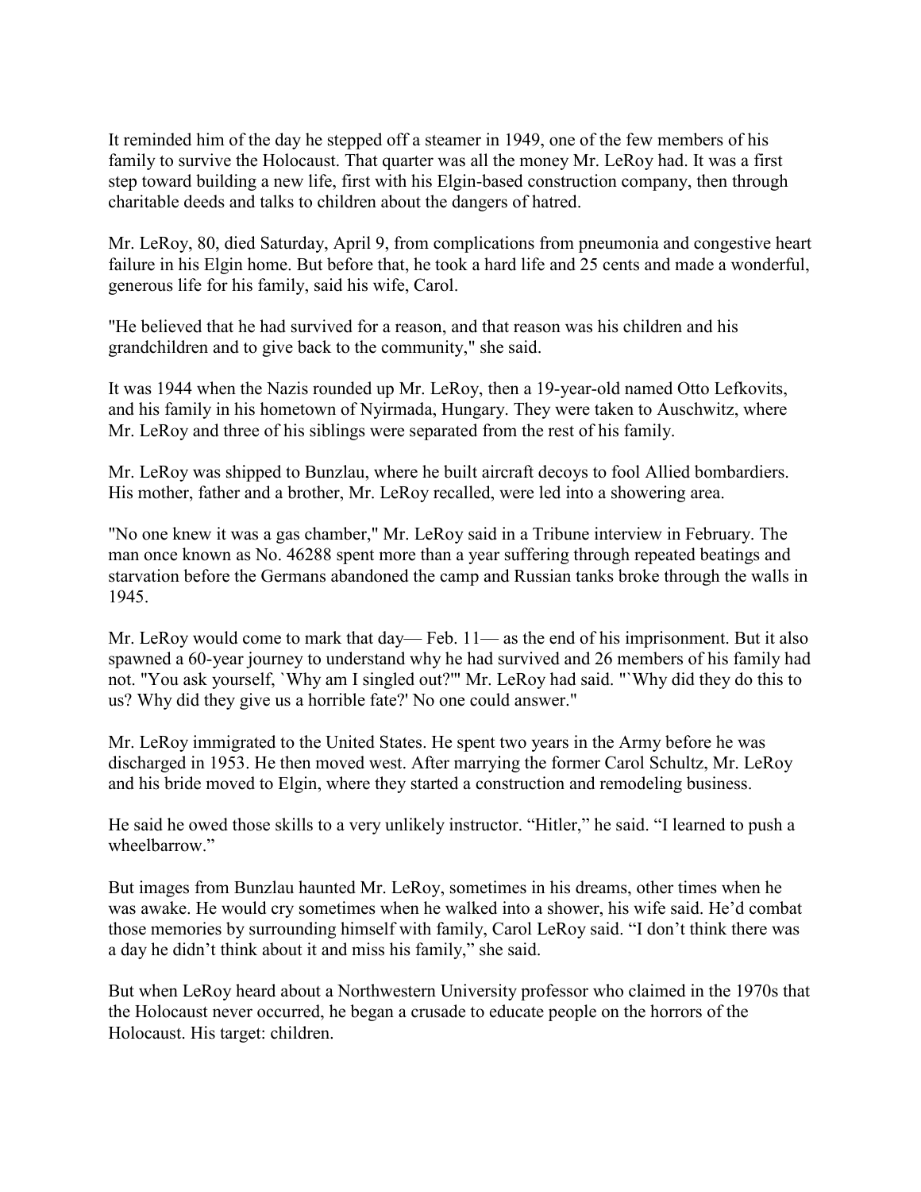It reminded him of the day he stepped off a steamer in 1949, one of the few members of his family to survive the Holocaust. That quarter was all the money Mr. LeRoy had. It was a first step toward building a new life, first with his Elgin-based construction company, then through charitable deeds and talks to children about the dangers of hatred.

Mr. LeRoy, 80, died Saturday, April 9, from complications from pneumonia and congestive heart failure in his Elgin home. But before that, he took a hard life and 25 cents and made a wonderful, generous life for his family, said his wife, Carol.

"He believed that he had survived for a reason, and that reason was his children and his grandchildren and to give back to the community," she said.

It was 1944 when the Nazis rounded up Mr. LeRoy, then a 19-year-old named Otto Lefkovits, and his family in his hometown of Nyirmada, Hungary. They were taken to Auschwitz, where Mr. LeRoy and three of his siblings were separated from the rest of his family.

Mr. LeRoy was shipped to Bunzlau, where he built aircraft decoys to fool Allied bombardiers. His mother, father and a brother, Mr. LeRoy recalled, were led into a showering area.

"No one knew it was a gas chamber," Mr. LeRoy said in a Tribune interview in February. The man once known as No. 46288 spent more than a year suffering through repeated beatings and starvation before the Germans abandoned the camp and Russian tanks broke through the walls in 1945.

Mr. LeRoy would come to mark that day— Feb. 11— as the end of his imprisonment. But it also spawned a 60-year journey to understand why he had survived and 26 members of his family had not. "You ask yourself, `Why am I singled out?'" Mr. LeRoy had said. "`Why did they do this to us? Why did they give us a horrible fate?' No one could answer."

Mr. LeRoy immigrated to the United States. He spent two years in the Army before he was discharged in 1953. He then moved west. After marrying the former Carol Schultz, Mr. LeRoy and his bride moved to Elgin, where they started a construction and remodeling business.

He said he owed those skills to a very unlikely instructor. "Hitler," he said. "I learned to push a wheelbarrow."

But images from Bunzlau haunted Mr. LeRoy, sometimes in his dreams, other times when he was awake. He would cry sometimes when he walked into a shower, his wife said. He'd combat those memories by surrounding himself with family, Carol LeRoy said. "I don't think there was a day he didn't think about it and miss his family," she said.

But when LeRoy heard about a Northwestern University professor who claimed in the 1970s that the Holocaust never occurred, he began a crusade to educate people on the horrors of the Holocaust. His target: children.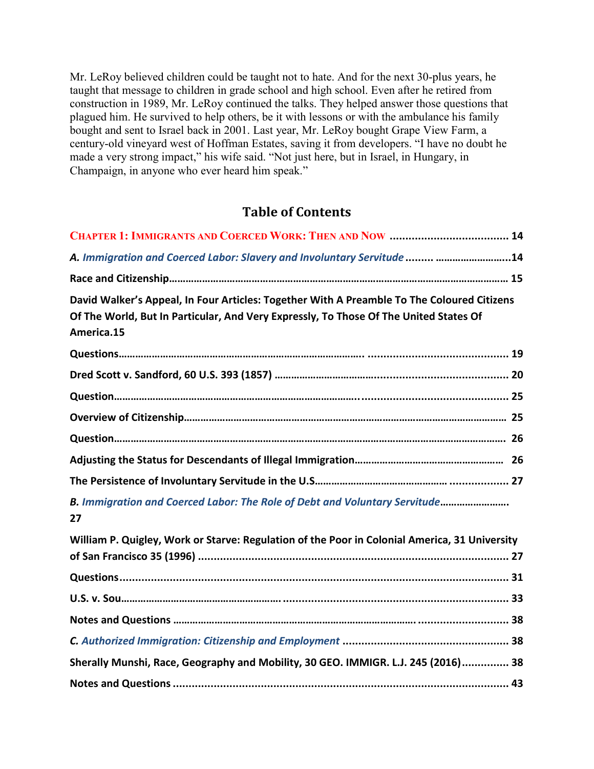Mr. LeRoy believed children could be taught not to hate. And for the next 30-plus years, he taught that message to children in grade school and high school. Even after he retired from construction in 1989, Mr. LeRoy continued the talks. They helped answer those questions that plagued him. He survived to help others, be it with lessons or with the ambulance his family bought and sent to Israel back in 2001. Last year, Mr. LeRoy bought Grape View Farm, a century-old vineyard west of Hoffman Estates, saving it from developers. "I have no doubt he made a very strong impact," his wife said. "Not just here, but in Israel, in Hungary, in Champaign, in anyone who ever heard him speak."

## Table of Contents

**CHAPTER 1: IMMIGRANTS AND COERCED WORK: THEN AND NOW** ..................................... 14

***A. Immigration and Coerced Labor: Slavery and Involuntary Servitude*** ......... ..........................14

**Race and Citizenship**........................................................................................................................ 15

**David Walker's Appeal, In Four Articles: Together With A Preamble To The Coloured Citizens Of The World, But In Particular, And Very Expressly, To Those Of The United States Of America.15**

**Questions**...................................................................................... ............................................ 19

**Dred Scott v. Sandford, 60 U.S. 393 (1857)** ................................................................................ 20

**Question**..................................................................................... ............................................. 25

**Overview of Citizenship**................................................................................................................... 25

**Question**.......................................................................................................................................... 26

**Adjusting the Status for Descendants of Illegal Immigration**.................................................... 26

**The Persistence of Involuntary Servitude in the U.S**................................................ .................. 27

***B. Immigration and Coerced Labor: The Role of Debt and Voluntary Servitude***........................ 27

**William P. Quigley, Work or Starve: Regulation of the Poor in Colonial America, 31 University of San Francisco 35 (1996)** ................................................................................................... 27

**Questions**.......................................................................................................................... 31

**U.S. v. Sou**..................................................... ..................................................................... 33

**Notes and Questions** ............................................................................... ............................. 38

***C. Authorized Immigration: Citizenship and Employment*** .................................................... 38

**Sherally Munshi, Race, Geography and Mobility, 30 GEO. IMMIGR. L.J. 245 (2016)**............... 38

**Notes and Questions** .......................................................................................................... 43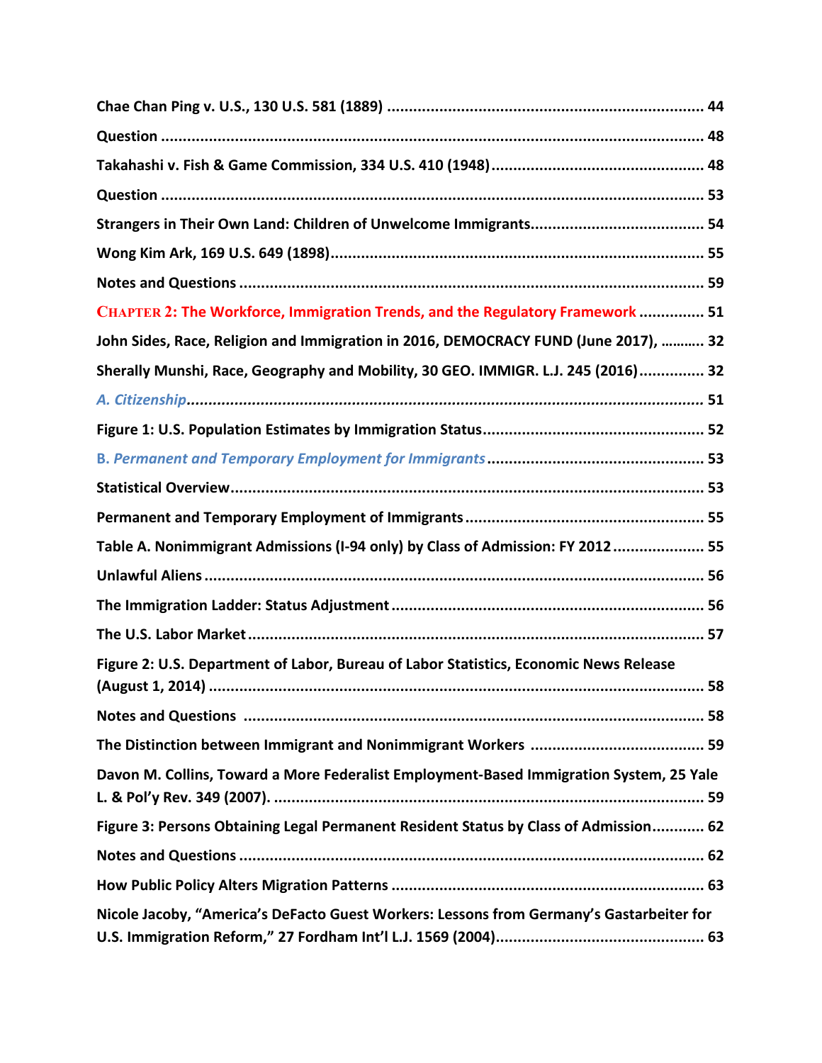**Chae Chan Ping v. U.S., 130 U.S. 581 (1889)** ........................................................................ 44

**Question** ........................................................................................................................ 48

**Takahashi v. Fish & Game Commission, 334 U.S. 410 (1948)** ................................................ 48

**Question** ........................................................................................................................ 53

**Strangers in Their Own Land: Children of Unwelcome Immigrants** ....................................... 54

**Wong Kim Ark, 169 U.S. 649 (1898)** .................................................................................... 55

**Notes and Questions** ........................................................................................................ 59

**CHAPTER 2: The Workforce, Immigration Trends, and the Regulatory Framework** ............... 51

**John Sides, Race, Religion and Immigration in 2016, DEMOCRACY FUND (June 2017),** ........... 32

**Sherally Munshi, Race, Geography and Mobility, 30 GEO. IMMIGR. L.J. 245 (2016)** ............... 32

***A. Citizenship*** ................................................................................................................... 51

**Figure 1: U.S. Population Estimates by Immigration Status** .................................................. 52

**B. *Permanent and Temporary Employment for Immigrants*** ................................................ 53

**Statistical Overview** .......................................................................................................... 53

**Permanent and Temporary Employment of Immigrants** ...................................................... 55

**Table A. Nonimmigrant Admissions (I-94 only) by Class of Admission: FY 2012** .................... 55

**Unlawful Aliens** ................................................................................................................ 56

**The Immigration Ladder: Status Adjustment** ...................................................................... 56

**The U.S. Labor Market** ....................................................................................................... 57

**Figure 2: U.S. Department of Labor, Bureau of Labor Statistics, Economic News Release (August 1, 2014)** ................................................................................................................. 58

**Notes and Questions** ........................................................................................................ 58

**The Distinction between Immigrant and Nonimmigrant Workers** ....................................... 59

**Davon M. Collins, Toward a More Federalist Employment-Based Immigration System, 25 Yale L. & Pol'y Rev. 349 (2007).** .................................................................................................. 59

**Figure 3: Persons Obtaining Legal Permanent Resident Status by Class of Admission** ............ 62

**Notes and Questions** ........................................................................................................ 62

**How Public Policy Alters Migration Patterns** ....................................................................... 63

**Nicole Jacoby, "America's DeFacto Guest Workers: Lessons from Germany's Gastarbeiter for U.S. Immigration Reform," 27 Fordham Int'l L.J. 1569 (2004)** ............................................... 63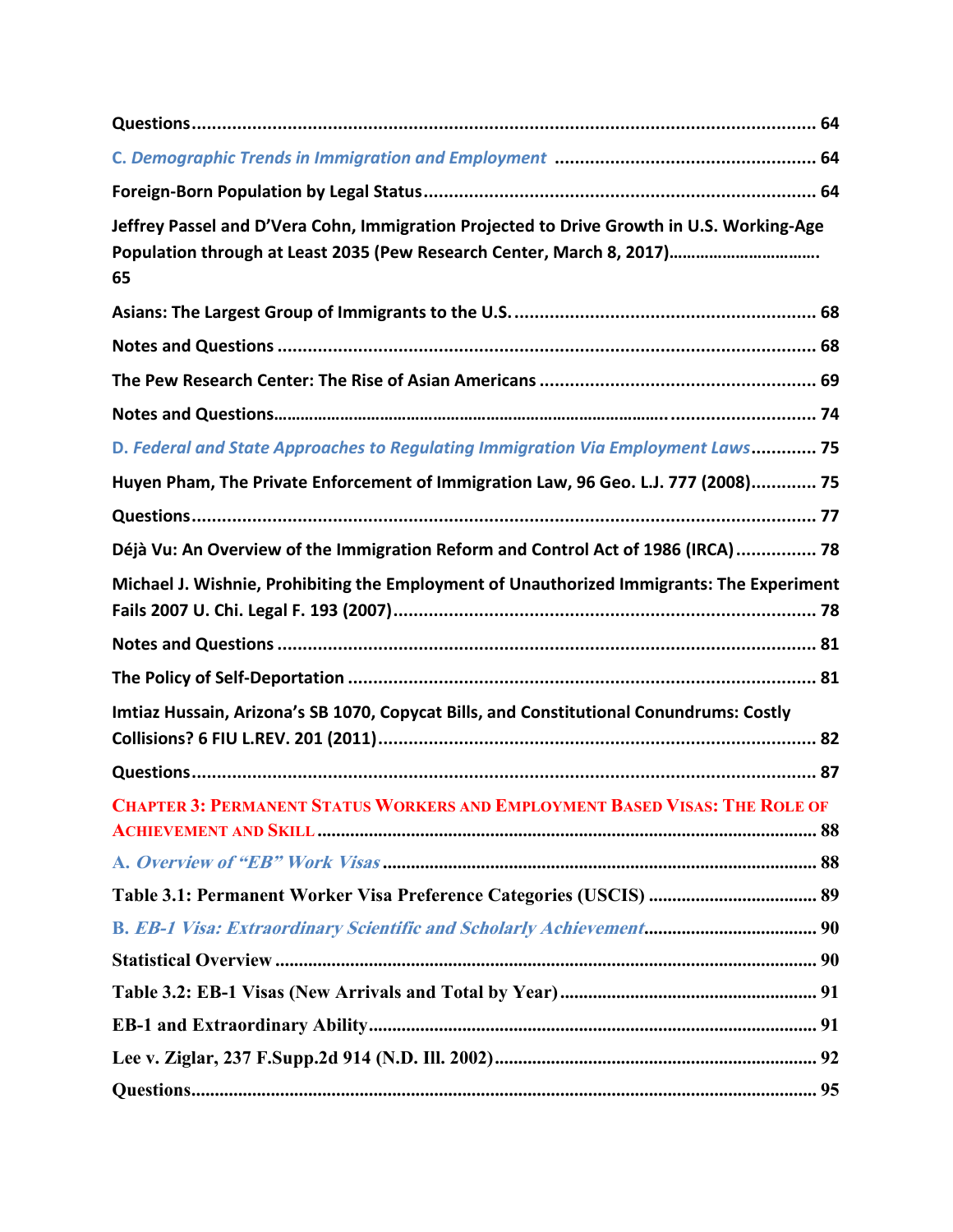**Questions** ........................................................................................................................ 64

**C.** ***Demographic Trends in Immigration and Employment*** ...................................................... 64

**Foreign-Born Population by Legal Status** ............................................................................. 64

**Jeffrey Passel and D'Vera Cohn, Immigration Projected to Drive Growth in U.S. Working-Age Population through at Least 2035 (Pew Research Center, March 8, 2017)**................................. 65

**Asians: The Largest Group of Immigrants to the U.S.** ............................................................ 68

**Notes and Questions** ........................................................................................................ 68

**The Pew Research Center: The Rise of Asian Americans** ....................................................... 69

**Notes and Questions**......................................................................................................... 74

**D.** ***Federal and State Approaches to Regulating Immigration Via Employment Laws***............ 75

**Huyen Pham, The Private Enforcement of Immigration Law, 96 Geo. L.J. 777 (2008)**............ 75

**Questions** ........................................................................................................................ 77

**Déjà Vu: An Overview of the Immigration Reform and Control Act of 1986 (IRCA)** ................ 78

**Michael J. Wishnie, Prohibiting the Employment of Unauthorized Immigrants: The Experiment Fails 2007 U. Chi. Legal F. 193 (2007)** ................................................................................ 78

**Notes and Questions** ........................................................................................................ 81

**The Policy of Self-Deportation** ........................................................................................... 81

**Imtiaz Hussain, Arizona's SB 1070, Copycat Bills, and Constitutional Conundrums: Costly Collisions? 6 FIU L.REV. 201 (2011)** ..................................................................................... 82

**Questions** ........................................................................................................................ 87

## CHAPTER 3: PERMANENT STATUS WORKERS AND EMPLOYMENT BASED VISAS: THE ROLE OF ACHIEVEMENT AND SKILL ........................................................................................................ 88

**A.** ***Overview of "EB" Work Visas*** .......................................................................................... 88

**Table 3.1: Permanent Worker Visa Preference Categories (USCIS)** ...................................... 89

**B.** ***EB-1 Visa: Extraordinary Scientific and Scholarly Achievement***.................................... 90

**Statistical Overview** .......................................................................................................... 90

**Table 3.2: EB-1 Visas (New Arrivals and Total by Year)** ........................................................ 91

**EB-1 and Extraordinary Ability**.......................................................................................... 91

**Lee v. Ziglar, 237 F.Supp.2d 914 (N.D. Ill. 2002)** .................................................................. 92

**Questions**.......................................................................................................................... 95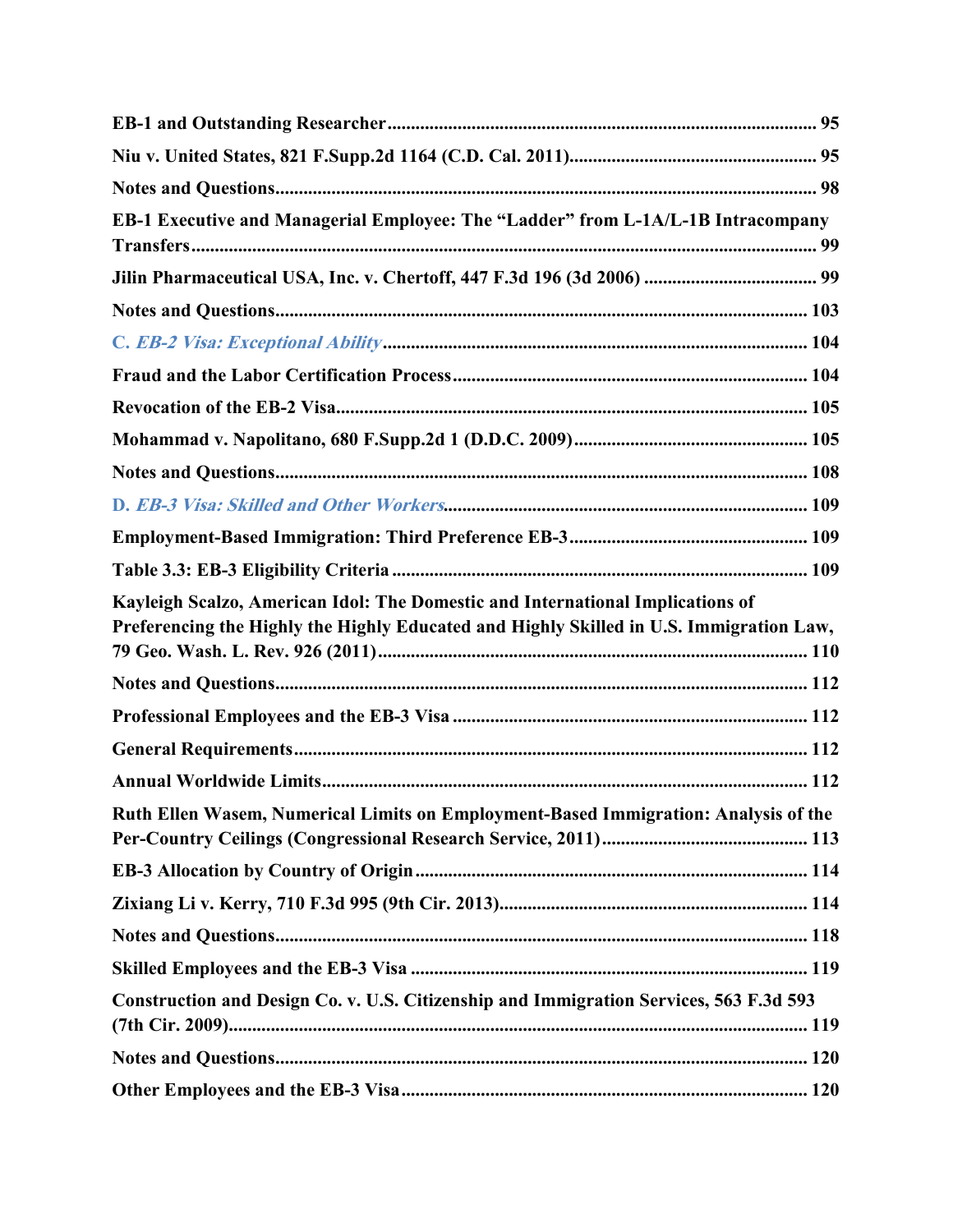**EB-1 and Outstanding Researcher** ........................................................................................... 95

**Niu v. United States, 821 F.Supp.2d 1164 (C.D. Cal. 2011)**..................................................... 95

**Notes and Questions**.................................................................................................................. 98

**EB-1 Executive and Managerial Employee: The "Ladder" from L-1A/L-1B Intracompany Transfers**.................................................................................................................................... 99

**Jilin Pharmaceutical USA, Inc. v. Chertoff, 447 F.3d 196 (3d 2006)** ...................................... 99

**Notes and Questions**................................................................................................................ 103

**C. *EB-2 Visa: Exceptional Ability*** ......................................................................................... 104

**Fraud and the Labor Certification Process**........................................................................... 104

**Revocation of the EB-2 Visa**.................................................................................................... 105

**Mohammad v. Napolitano, 680 F.Supp.2d 1 (D.D.C. 2009)**................................................. 105

**Notes and Questions**................................................................................................................ 108

**D. *EB-3 Visa: Skilled and Other Workers***............................................................................. 109

**Employment-Based Immigration: Third Preference EB-3**................................................... 109

**Table 3.3: EB-3 Eligibility Criteria** ........................................................................................ 109

**Kayleigh Scalzo, American Idol: The Domestic and International Implications of Preferencing the Highly the Highly Educated and Highly Skilled in U.S. Immigration Law, 79 Geo. Wash. L. Rev. 926 (2011)**.......................................................................................... 110

**Notes and Questions**................................................................................................................. 112

**Professional Employees and the EB-3 Visa** ........................................................................... 112

**General Requirements**............................................................................................................. 112

**Annual Worldwide Limits**....................................................................................................... 112

**Ruth Ellen Wasem, Numerical Limits on Employment-Based Immigration: Analysis of the Per-Country Ceilings (Congressional Research Service, 2011)**............................................ 113

**EB-3 Allocation by Country of Origin**................................................................................... 114

**Zixiang Li v. Kerry, 710 F.3d 995 (9th Cir. 2013)**................................................................. 114

**Notes and Questions**................................................................................................................. 118

**Skilled Employees and the EB-3 Visa** .................................................................................... 119

**Construction and Design Co. v. U.S. Citizenship and Immigration Services, 563 F.3d 593 (7th Cir. 2009)**........................................................................................................................... 119

**Notes and Questions**................................................................................................................. 120

**Other Employees and the EB-3 Visa**...................................................................................... 120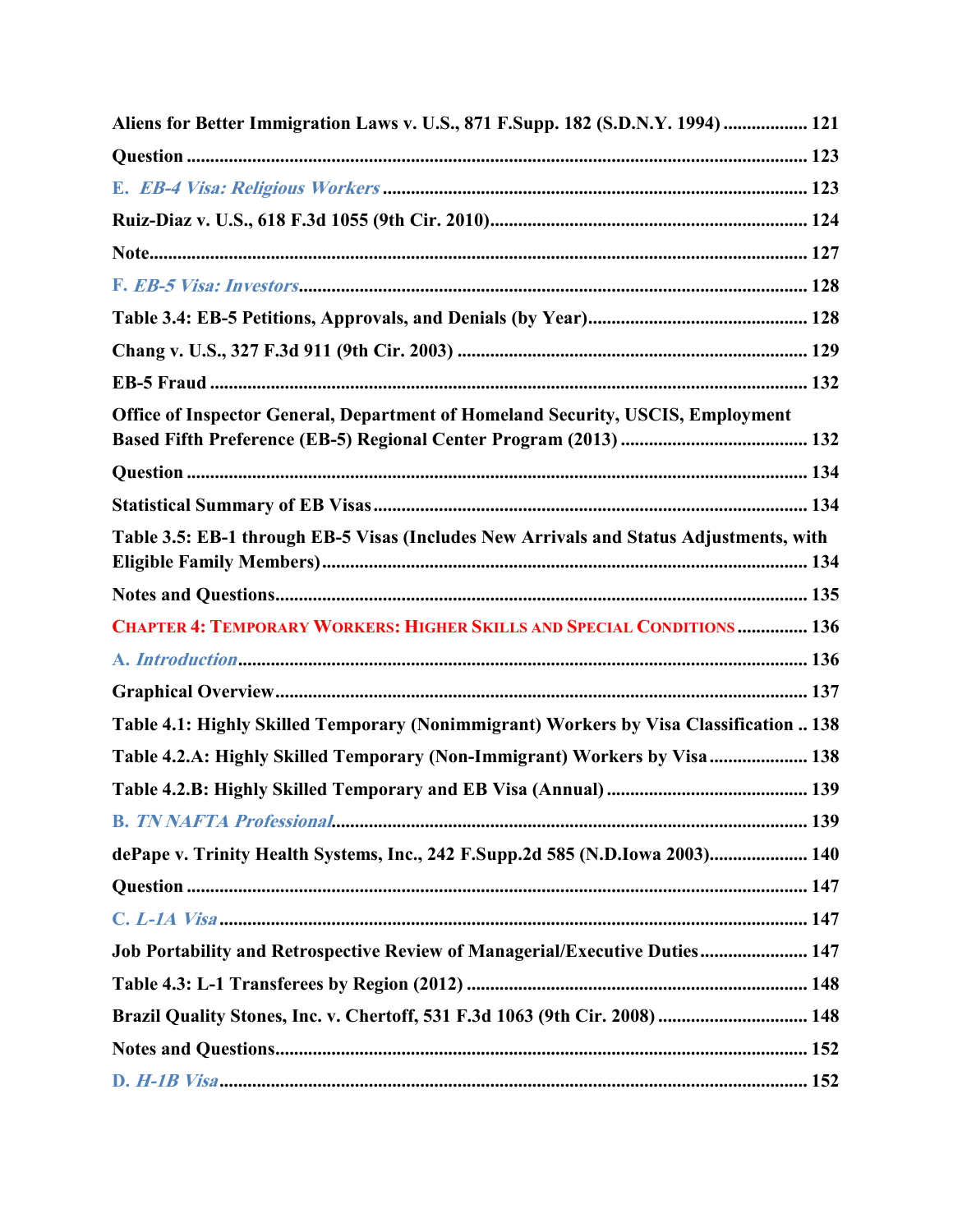**Aliens for Better Immigration Laws v. U.S., 871 F.Supp. 182 (S.D.N.Y. 1994) .................. 121**

**Question ..................................................................................................................... 123**

**E. *EB-4 Visa: Religious Workers* ........................................................................... 123**

**Ruiz-Diaz v. U.S., 618 F.3d 1055 (9th Cir. 2010)................................................... 124**

**Note............................................................................................................................ 127**

**F. *EB-5 Visa: Investors*........................................................................................... 128**

**Table 3.4: EB-5 Petitions, Approvals, and Denials (by Year)............................................ 128**

**Chang v. U.S., 327 F.3d 911 (9th Cir. 2003) .......................................................... 129**

**EB-5 Fraud ................................................................................................................ 132**

**Office of Inspector General, Department of Homeland Security, USCIS, Employment Based Fifth Preference (EB-5) Regional Center Program (2013) ........................................ 132**

**Question ..................................................................................................................... 134**

**Statistical Summary of EB Visas ............................................................................. 134**

**Table 3.5: EB-1 through EB-5 Visas (Includes New Arrivals and Status Adjustments, with Eligible Family Members)....................................................................................... 134**

**Notes and Questions.................................................................................................. 135**

**CHAPTER 4: TEMPORARY WORKERS: HIGHER SKILLS AND SPECIAL CONDITIONS ............... 136**

**A. *Introduction*......................................................................................................... 136**

**Graphical Overview.................................................................................................. 137**

**Table 4.1: Highly Skilled Temporary (Nonimmigrant) Workers by Visa Classification .. 138**

**Table 4.2.A: Highly Skilled Temporary (Non-Immigrant) Workers by Visa ..................... 138**

**Table 4.2.B: Highly Skilled Temporary and EB Visa (Annual) ........................................... 139**

**B. *TN NAFTA Professional*..................................................................................... 139**

**dePape v. Trinity Health Systems, Inc., 242 F.Supp.2d 585 (N.D.Iowa 2003)..................... 140**

**Question ..................................................................................................................... 147**

**C. *L-1A Visa* ............................................................................................................ 147**

**Job Portability and Retrospective Review of Managerial/Executive Duties....................... 147**

**Table 4.3: L-1 Transferees by Region (2012) ......................................................... 148**

**Brazil Quality Stones, Inc. v. Chertoff, 531 F.3d 1063 (9th Cir. 2008) ................................ 148**

**Notes and Questions.................................................................................................. 152**

**D. *H-1B Visa*............................................................................................................ 152**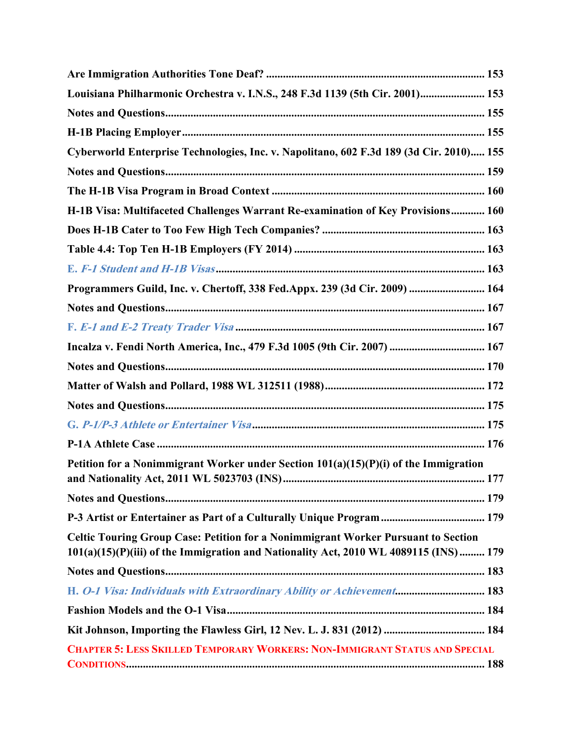**Are Immigration Authorities Tone Deaf?** ........................................................................ 153

**Louisiana Philharmonic Orchestra v. I.N.S., 248 F.3d 1139 (5th Cir. 2001)**....................... 153

**Notes and Questions**.................................................................................................... 155

**H-1B Placing Employer**............................................................................................ 155

**Cyberworld Enterprise Technologies, Inc. v. Napolitano, 602 F.3d 189 (3d Cir. 2010)**..... 155

**Notes and Questions**.................................................................................................... 159

**The H-1B Visa Program in Broad Context** ................................................................ 160

**H-1B Visa: Multifaceted Challenges Warrant Re-examination of Key Provisions**............ 160

**Does H-1B Cater to Too Few High Tech Companies?** ................................................ 163

**Table 4.4: Top Ten H-1B Employers (FY 2014)** ......................................................... 163

**E. *F-1 Student and H-1B Visas***................................................................................. 163

**Programmers Guild, Inc. v. Chertoff, 338 Fed.Appx. 239 (3d Cir. 2009)** ........................ 164

**Notes and Questions**.................................................................................................... 167

**F. *E-1 and E-2 Treaty Trader Visa*** ............................................................................ 167

**Incalza v. Fendi North America, Inc., 479 F.3d 1005 (9th Cir. 2007)** ............................... 167

**Notes and Questions**.................................................................................................... 170

**Matter of Walsh and Pollard, 1988 WL 312511 (1988)**.................................................. 172

**Notes and Questions**.................................................................................................... 175

**G. *P-1/P-3 Athlete or Entertainer Visa***....................................................................... 175

**P-1A Athlete Case** ...................................................................................................... 176

**Petition for a Nonimmigrant Worker under Section 101(a)(15)(P)(i) of the Immigration and Nationality Act, 2011 WL 5023703 (INS)**.......................................................... 177

**Notes and Questions**.................................................................................................... 179

**P-3 Artist or Entertainer as Part of a Culturally Unique Program** ................................... 179

**Celtic Touring Group Case: Petition for a Nonimmigrant Worker Pursuant to Section 101(a)(15)(P)(iii) of the Immigration and Nationality Act, 2010 WL 4089115 (INS)** ......... 179

**Notes and Questions**.................................................................................................... 183

**H. *O-1 Visa: Individuals with Extraordinary Ability or Achievement***............................ 183

**Fashion Models and the O-1 Visa**................................................................................ 184

**Kit Johnson, Importing the Flawless Girl, 12 Nev. L. J. 831 (2012)** .................................. 184

**CHAPTER 5: LESS SKILLED TEMPORARY WORKERS: NON-IMMIGRANT STATUS AND SPECIAL CONDITIONS**.................................................................................................................. 188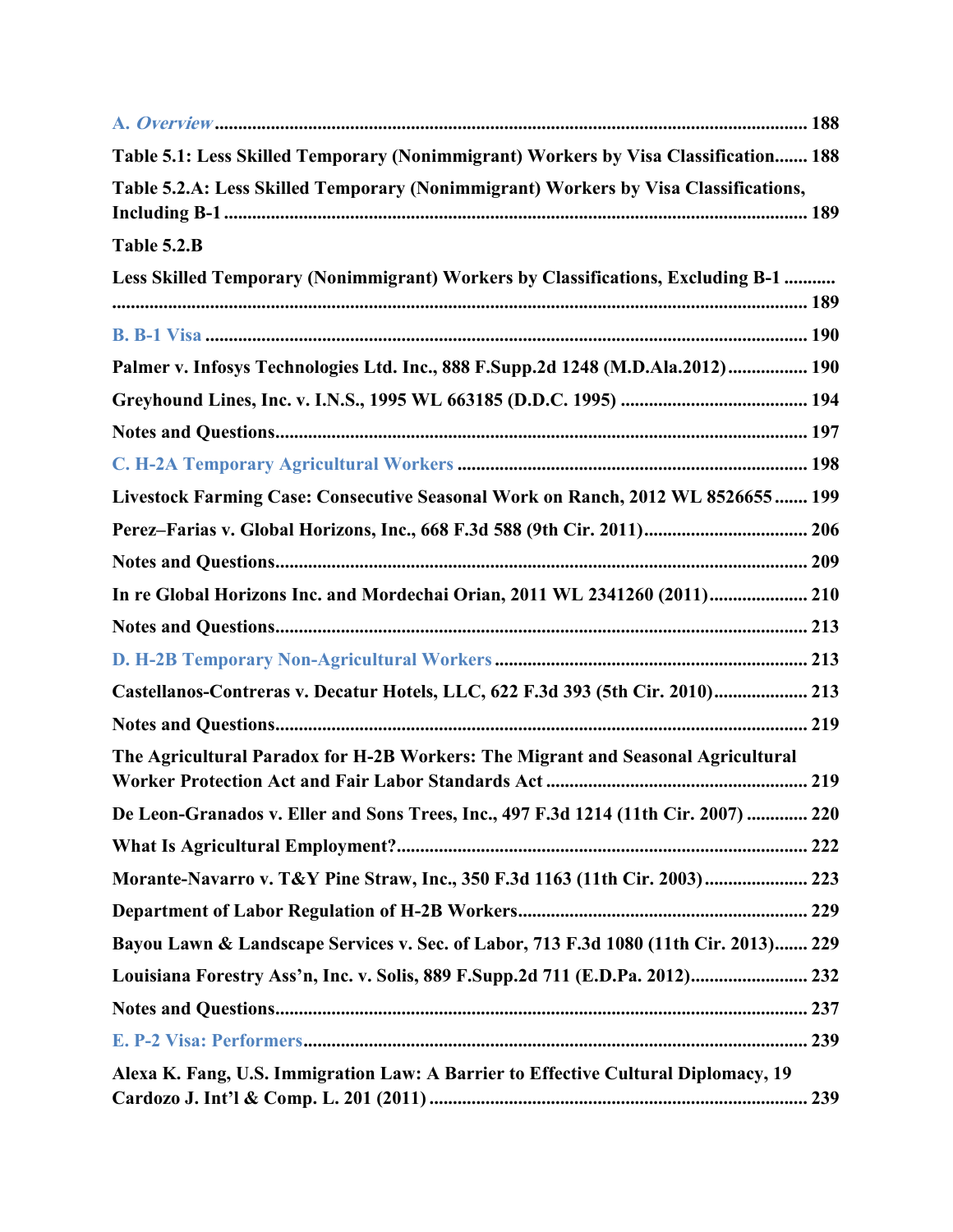A. *Overview* .............................................................................................................. 188

**Table 5.1: Less Skilled Temporary (Nonimmigrant) Workers by Visa Classification....... 188**

**Table 5.2.A: Less Skilled Temporary (Nonimmigrant) Workers by Visa Classifications, Including B-1 .............................................................................................................. 189**

**Table 5.2.B**

**Less Skilled Temporary (Nonimmigrant) Workers by Classifications, Excluding B-1 ........... ....................................................................................................................................... 189**

B. B-1 Visa ................................................................................................................. 190

**Palmer v. Infosys Technologies Ltd. Inc., 888 F.Supp.2d 1248 (M.D.Ala.2012)................. 190**

**Greyhound Lines, Inc. v. I.N.S., 1995 WL 663185 (D.D.C. 1995) ........................................ 194**

**Notes and Questions................................................................................................. 197**

C. H-2A Temporary Agricultural Workers ........................................................................... 198

**Livestock Farming Case: Consecutive Seasonal Work on Ranch, 2012 WL 8526655....... 199**

**Perez–Farias v. Global Horizons, Inc., 668 F.3d 588 (9th Cir. 2011).................................. 206**

**Notes and Questions................................................................................................. 209**

**In re Global Horizons Inc. and Mordechai Orian, 2011 WL 2341260 (2011)..................... 210**

**Notes and Questions................................................................................................. 213**

D. H-2B Temporary Non-Agricultural Workers .................................................................. 213

**Castellanos-Contreras v. Decatur Hotels, LLC, 622 F.3d 393 (5th Cir. 2010).................... 213**

**Notes and Questions................................................................................................. 219**

**The Agricultural Paradox for H-2B Workers: The Migrant and Seasonal Agricultural Worker Protection Act and Fair Labor Standards Act ........................................................ 219**

**De Leon-Granados v. Eller and Sons Trees, Inc., 497 F.3d 1214 (11th Cir. 2007) ............. 220**

**What Is Agricultural Employment?......................................................................... 222**

**Morante-Navarro v. T&Y Pine Straw, Inc., 350 F.3d 1163 (11th Cir. 2003)...................... 223**

**Department of Labor Regulation of H-2B Workers............................................................. 229**

**Bayou Lawn & Landscape Services v. Sec. of Labor, 713 F.3d 1080 (11th Cir. 2013)....... 229**

**Louisiana Forestry Ass'n, Inc. v. Solis, 889 F.Supp.2d 711 (E.D.Pa. 2012)......................... 232**

**Notes and Questions................................................................................................. 237**

E. P-2 Visa: Performers............................................................................................. 239

**Alexa K. Fang, U.S. Immigration Law: A Barrier to Effective Cultural Diplomacy, 19 Cardozo J. Int'l & Comp. L. 201 (2011) ................................................................................ 239**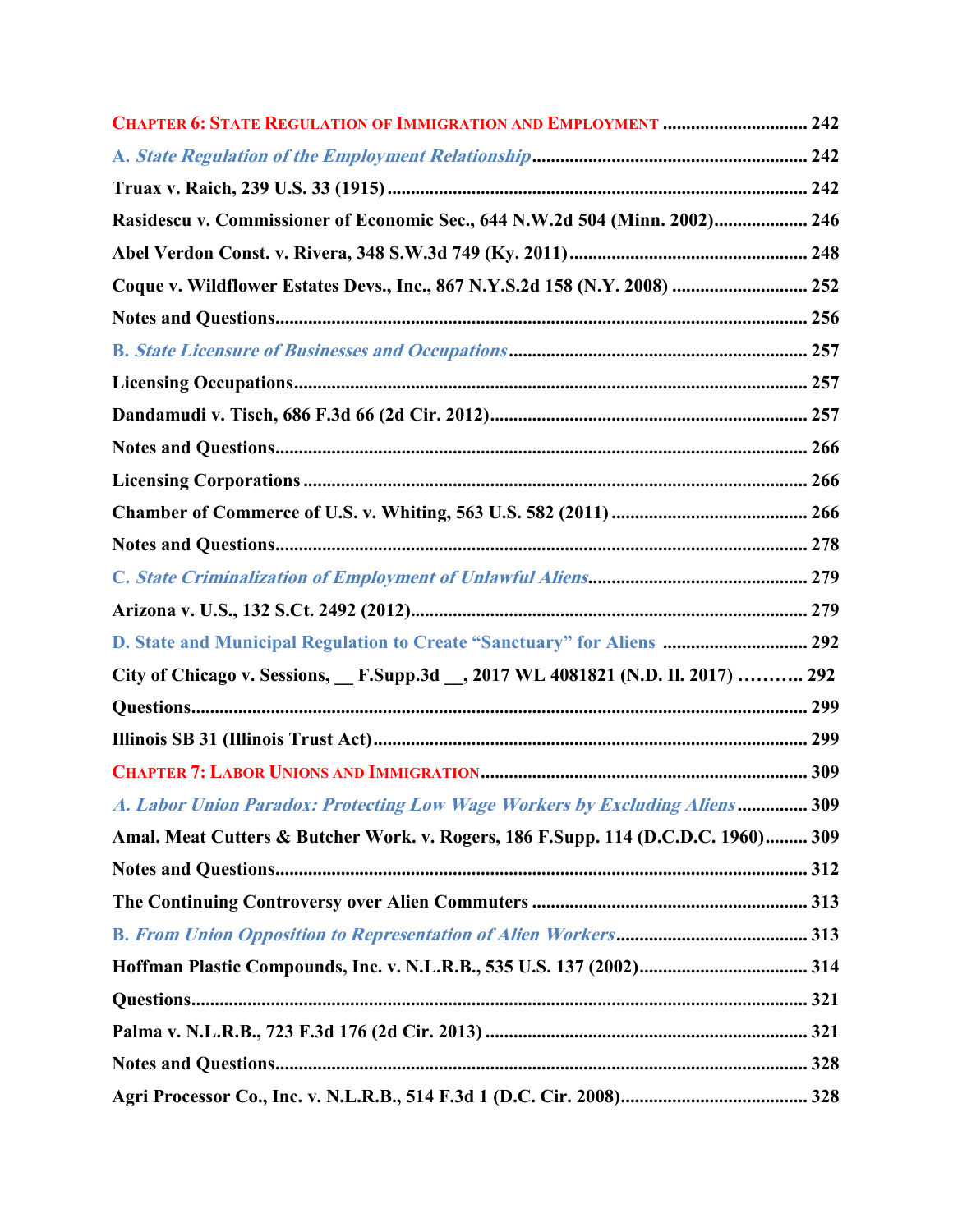**CHAPTER 6: STATE REGULATION OF IMMIGRATION AND EMPLOYMENT** ............................... 242

**A. *State Regulation of the Employment Relationship*** ........................................................... 242

**Truax v. Raich, 239 U.S. 33 (1915)** ........................................................................................... 242

**Rasidescu v. Commissioner of Economic Sec., 644 N.W.2d 504 (Minn. 2002)**.................... 246

**Abel Verdon Const. v. Rivera, 348 S.W.3d 749 (Ky. 2011)** .................................................. 248

**Coque v. Wildflower Estates Devs., Inc., 867 N.Y.S.2d 158 (N.Y. 2008)** ............................. 252

**Notes and Questions**................................................................................................................. 256

**B. *State Licensure of Businesses and Occupations*** ................................................................ 257

**Licensing Occupations**............................................................................................................. 257

**Dandamudi v. Tisch, 686 F.3d 66 (2d Cir. 2012)**.................................................................... 257

**Notes and Questions**................................................................................................................. 266

**Licensing Corporations** ........................................................................................................... 266

**Chamber of Commerce of U.S. v. Whiting, 563 U.S. 582 (2011)** .......................................... 266

**Notes and Questions**................................................................................................................. 278

**C. *State Criminalization of Employment of Unlawful Aliens*** ............................................... 279

**Arizona v. U.S., 132 S.Ct. 2492 (2012)**.................................................................................... 279

**D. State and Municipal Regulation to Create "Sanctuary" for Aliens** ............................... 292

**City of Chicago v. Sessions, __ F.Supp.3d __, 2017 WL 4081821 (N.D. Il. 2017)** ……….. 292

**Questions**.................................................................................................................................... 299

**Illinois SB 31 (Illinois Trust Act)**............................................................................................. 299

**CHAPTER 7: LABOR UNIONS AND IMMIGRATION**...................................................................... 309

***A. Labor Union Paradox: Protecting Low Wage Workers by Excluding Aliens*** ............... 309

**Amal. Meat Cutters & Butcher Work. v. Rogers, 186 F.Supp. 114 (D.C.D.C. 1960)**......... 309

**Notes and Questions**................................................................................................................. 312

**The Continuing Controversy over Alien Commuters** ........................................................... 313

**B. *From Union Opposition to Representation of Alien Workers*** ......................................... 313

**Hoffman Plastic Compounds, Inc. v. N.L.R.B., 535 U.S. 137 (2002)**.................................... 314

**Questions**.................................................................................................................................... 321

**Palma v. N.L.R.B., 723 F.3d 176 (2d Cir. 2013)** ..................................................................... 321

**Notes and Questions**................................................................................................................. 328

**Agri Processor Co., Inc. v. N.L.R.B., 514 F.3d 1 (D.C. Cir. 2008)**........................................ 328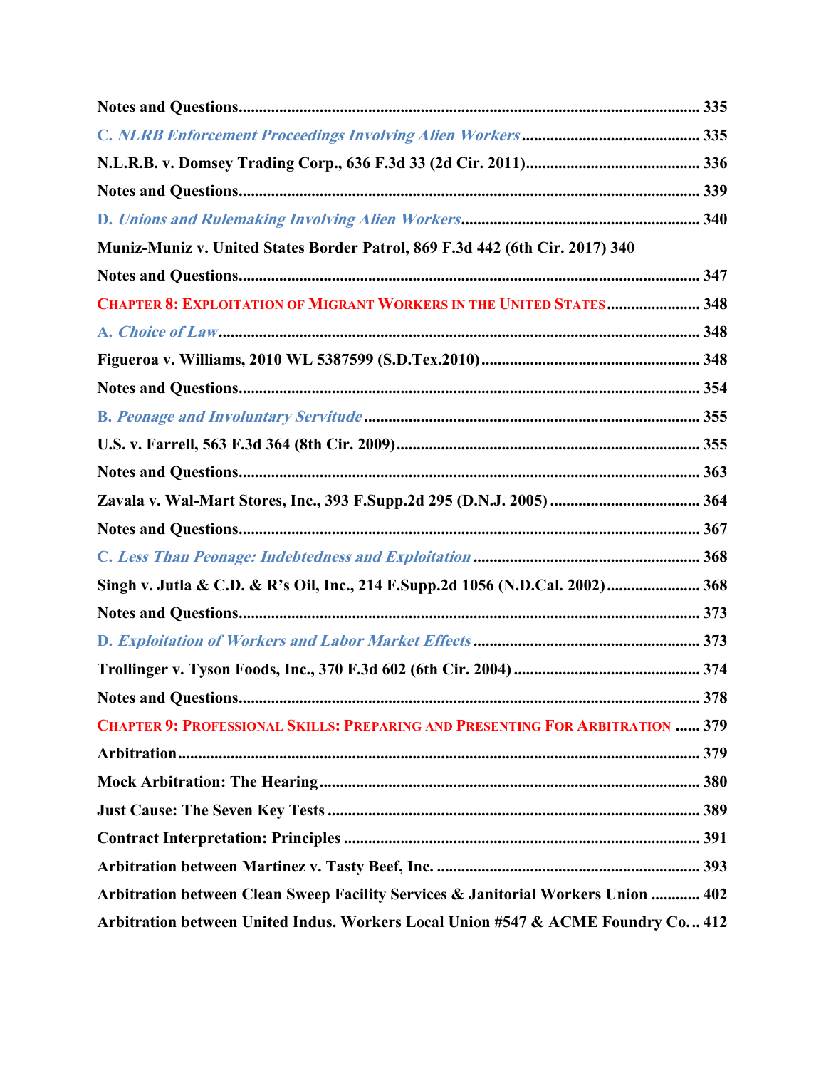**Notes and Questions** .......... 335

*C. NLRB Enforcement Proceedings Involving Alien Workers* .......... 335

**N.L.R.B. v. Domsey Trading Corp., 636 F.3d 33 (2d Cir. 2011)** .......... 336

**Notes and Questions** .......... 339

*D. Unions and Rulemaking Involving Alien Workers* .......... 340

**Muniz-Muniz v. United States Border Patrol, 869 F.3d 442 (6th Cir. 2017) 340**

**Notes and Questions** .......... 347

**CHAPTER 8: EXPLOITATION OF MIGRANT WORKERS IN THE UNITED STATES** .......... 348

*A. Choice of Law* .......... 348

**Figueroa v. Williams, 2010 WL 5387599 (S.D.Tex.2010)** .......... 348

**Notes and Questions** .......... 354

*B. Peonage and Involuntary Servitude* .......... 355

**U.S. v. Farrell, 563 F.3d 364 (8th Cir. 2009)** .......... 355

**Notes and Questions** .......... 363

**Zavala v. Wal-Mart Stores, Inc., 393 F.Supp.2d 295 (D.N.J. 2005)** .......... 364

**Notes and Questions** .......... 367

*C. Less Than Peonage: Indebtedness and Exploitation* .......... 368

**Singh v. Jutla & C.D. & R's Oil, Inc., 214 F.Supp.2d 1056 (N.D.Cal. 2002)** .......... 368

**Notes and Questions** .......... 373

*D. Exploitation of Workers and Labor Market Effects* .......... 373

**Trollinger v. Tyson Foods, Inc., 370 F.3d 602 (6th Cir. 2004)** .......... 374

**Notes and Questions** .......... 378

**CHAPTER 9: PROFESSIONAL SKILLS: PREPARING AND PRESENTING FOR ARBITRATION** .......... 379

**Arbitration** .......... 379

**Mock Arbitration: The Hearing** .......... 380

**Just Cause: The Seven Key Tests** .......... 389

**Contract Interpretation: Principles** .......... 391

**Arbitration between Martinez v. Tasty Beef, Inc.** .......... 393

**Arbitration between Clean Sweep Facility Services & Janitorial Workers Union** .......... 402

**Arbitration between United Indus. Workers Local Union #547 & ACME Foundry Co.** ... 412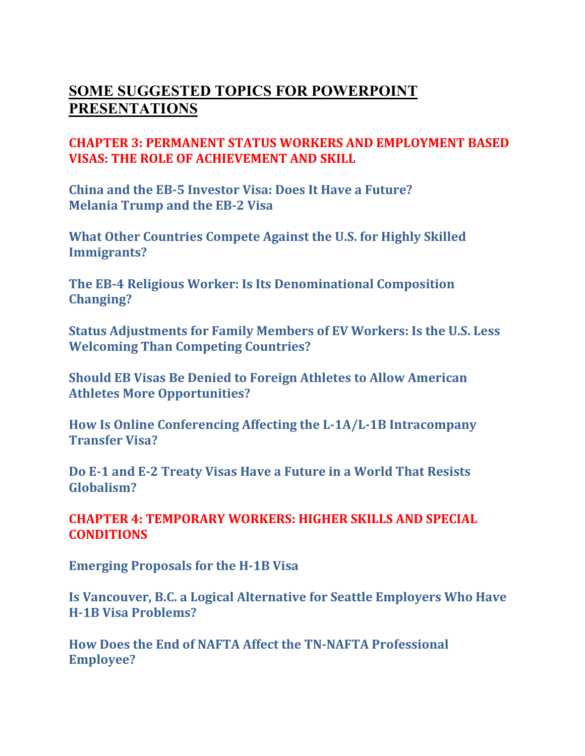# SOME SUGGESTED TOPICS FOR POWERPOINT PRESENTATIONS

## CHAPTER 3: PERMANENT STATUS WORKERS AND EMPLOYMENT BASED VISAS: THE ROLE OF ACHIEVEMENT AND SKILL

**China and the EB-5 Investor Visa: Does It Have a Future?**
**Melania Trump and the EB-2 Visa**

**What Other Countries Compete Against the U.S. for Highly Skilled Immigrants?**

**The EB-4 Religious Worker: Is Its Denominational Composition Changing?**

**Status Adjustments for Family Members of EV Workers: Is the U.S. Less Welcoming Than Competing Countries?**

**Should EB Visas Be Denied to Foreign Athletes to Allow American Athletes More Opportunities?**

**How Is Online Conferencing Affecting the L-1A/L-1B Intracompany Transfer Visa?**

**Do E-1 and E-2 Treaty Visas Have a Future in a World That Resists Globalism?**

## CHAPTER 4: TEMPORARY WORKERS: HIGHER SKILLS AND SPECIAL CONDITIONS

**Emerging Proposals for the H-1B Visa**

**Is Vancouver, B.C. a Logical Alternative for Seattle Employers Who Have H-1B Visa Problems?**

**How Does the End of NAFTA Affect the TN-NAFTA Professional Employee?**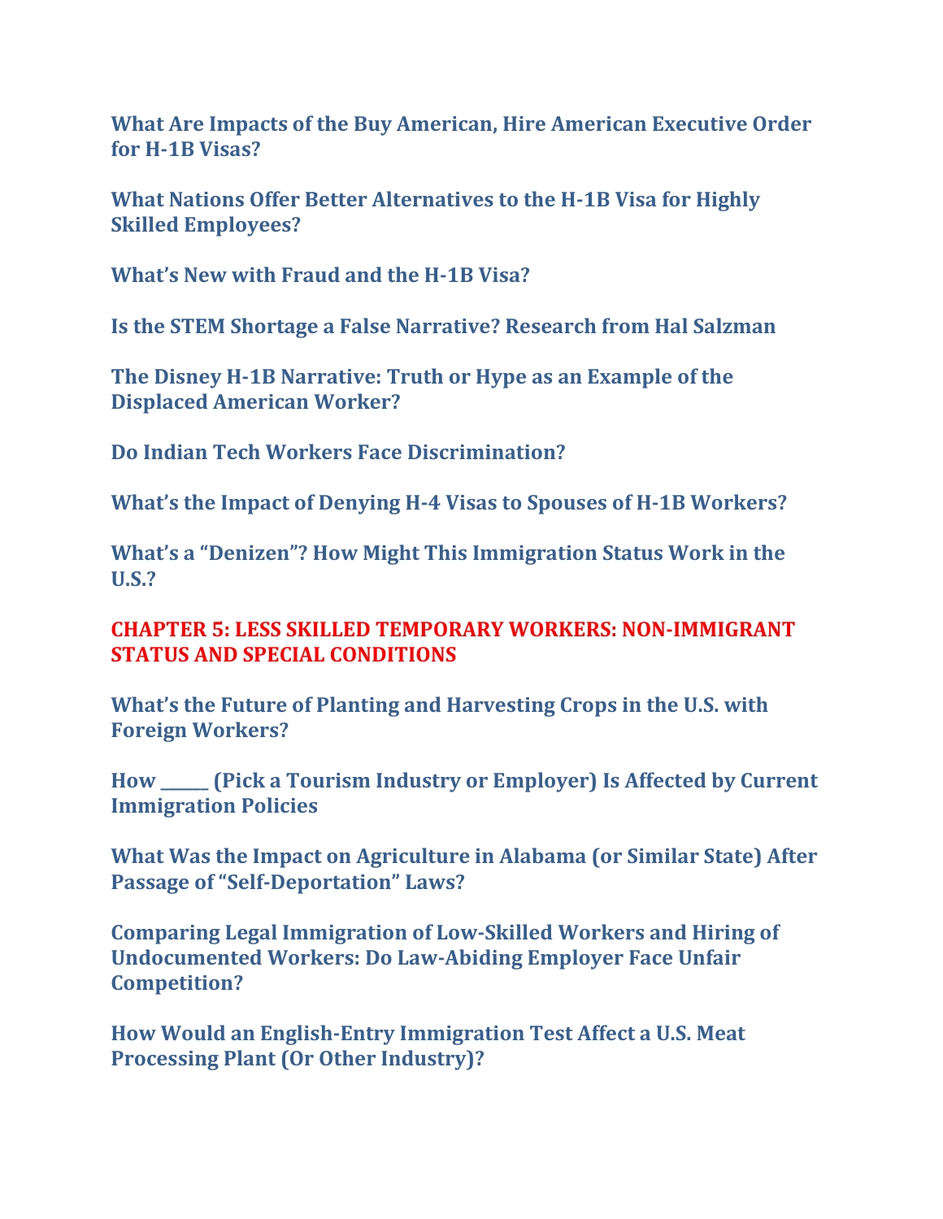**What Are Impacts of the Buy American, Hire American Executive Order for H-1B Visas?**

**What Nations Offer Better Alternatives to the H-1B Visa for Highly Skilled Employees?**

**What's New with Fraud and the H-1B Visa?**

**Is the STEM Shortage a False Narrative? Research from Hal Salzman**

**The Disney H-1B Narrative: Truth or Hype as an Example of the Displaced American Worker?**

**Do Indian Tech Workers Face Discrimination?**

**What's the Impact of Denying H-4 Visas to Spouses of H-1B Workers?**

**What's a "Denizen"? How Might This Immigration Status Work in the U.S.?**

## CHAPTER 5: LESS SKILLED TEMPORARY WORKERS: NON-IMMIGRANT STATUS AND SPECIAL CONDITIONS

**What's the Future of Planting and Harvesting Crops in the U.S. with Foreign Workers?**

**How ______ (Pick a Tourism Industry or Employer) Is Affected by Current Immigration Policies**

**What Was the Impact on Agriculture in Alabama (or Similar State) After Passage of "Self-Deportation" Laws?**

**Comparing Legal Immigration of Low-Skilled Workers and Hiring of Undocumented Workers: Do Law-Abiding Employer Face Unfair Competition?**

**How Would an English-Entry Immigration Test Affect a U.S. Meat Processing Plant (Or Other Industry)?**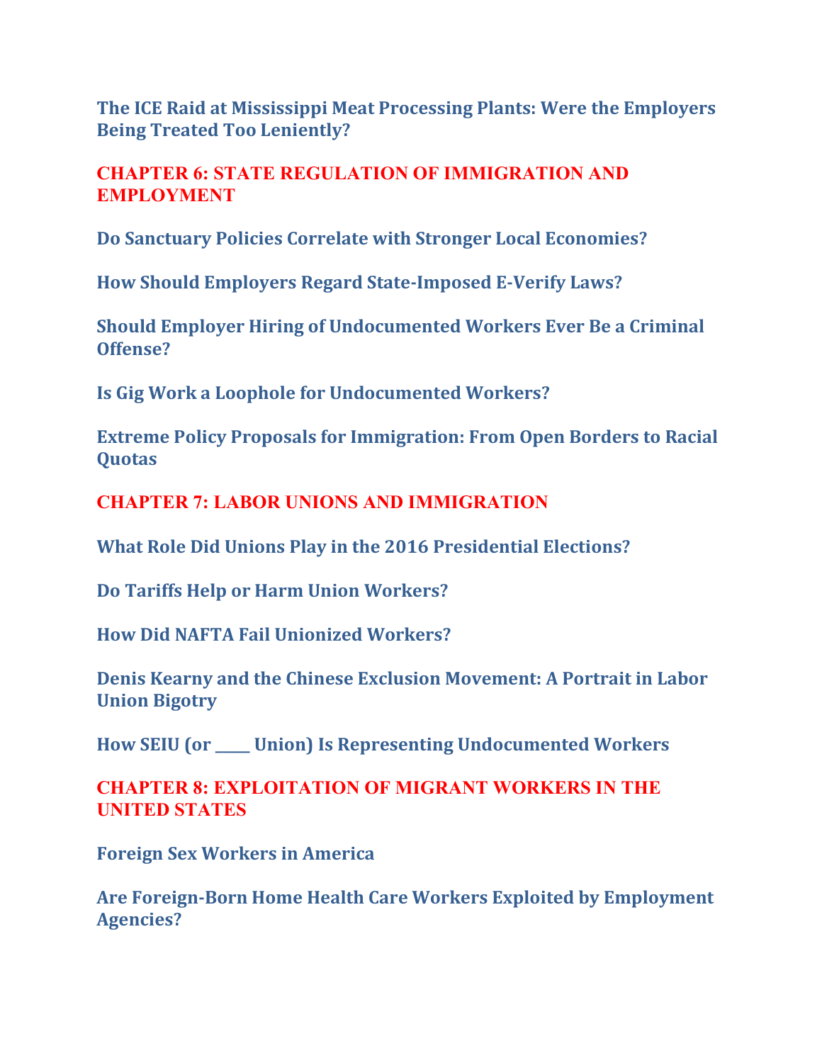**The ICE Raid at Mississippi Meat Processing Plants: Were the Employers Being Treated Too Leniently?**

## CHAPTER 6: STATE REGULATION OF IMMIGRATION AND EMPLOYMENT

**Do Sanctuary Policies Correlate with Stronger Local Economies?**

**How Should Employers Regard State-Imposed E-Verify Laws?**

**Should Employer Hiring of Undocumented Workers Ever Be a Criminal Offense?**

**Is Gig Work a Loophole for Undocumented Workers?**

**Extreme Policy Proposals for Immigration: From Open Borders to Racial Quotas**

## CHAPTER 7: LABOR UNIONS AND IMMIGRATION

**What Role Did Unions Play in the 2016 Presidential Elections?**

**Do Tariffs Help or Harm Union Workers?**

**How Did NAFTA Fail Unionized Workers?**

**Denis Kearny and the Chinese Exclusion Movement: A Portrait in Labor Union Bigotry**

**How SEIU (or _____ Union) Is Representing Undocumented Workers**

## CHAPTER 8: EXPLOITATION OF MIGRANT WORKERS IN THE UNITED STATES

**Foreign Sex Workers in America**

**Are Foreign-Born Home Health Care Workers Exploited by Employment Agencies?**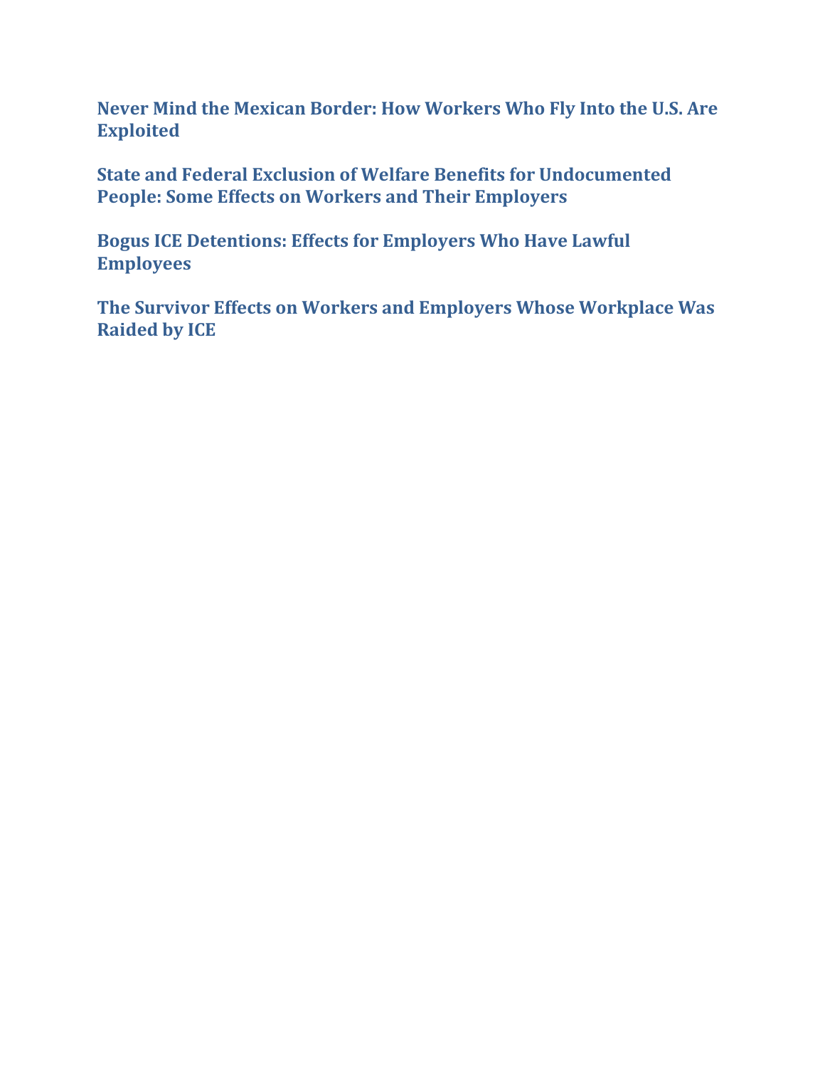**Never Mind the Mexican Border: How Workers Who Fly Into the U.S. Are Exploited**

**State and Federal Exclusion of Welfare Benefits for Undocumented People: Some Effects on Workers and Their Employers**

**Bogus ICE Detentions: Effects for Employers Who Have Lawful Employees**

**The Survivor Effects on Workers and Employers Whose Workplace Was Raided by ICE**